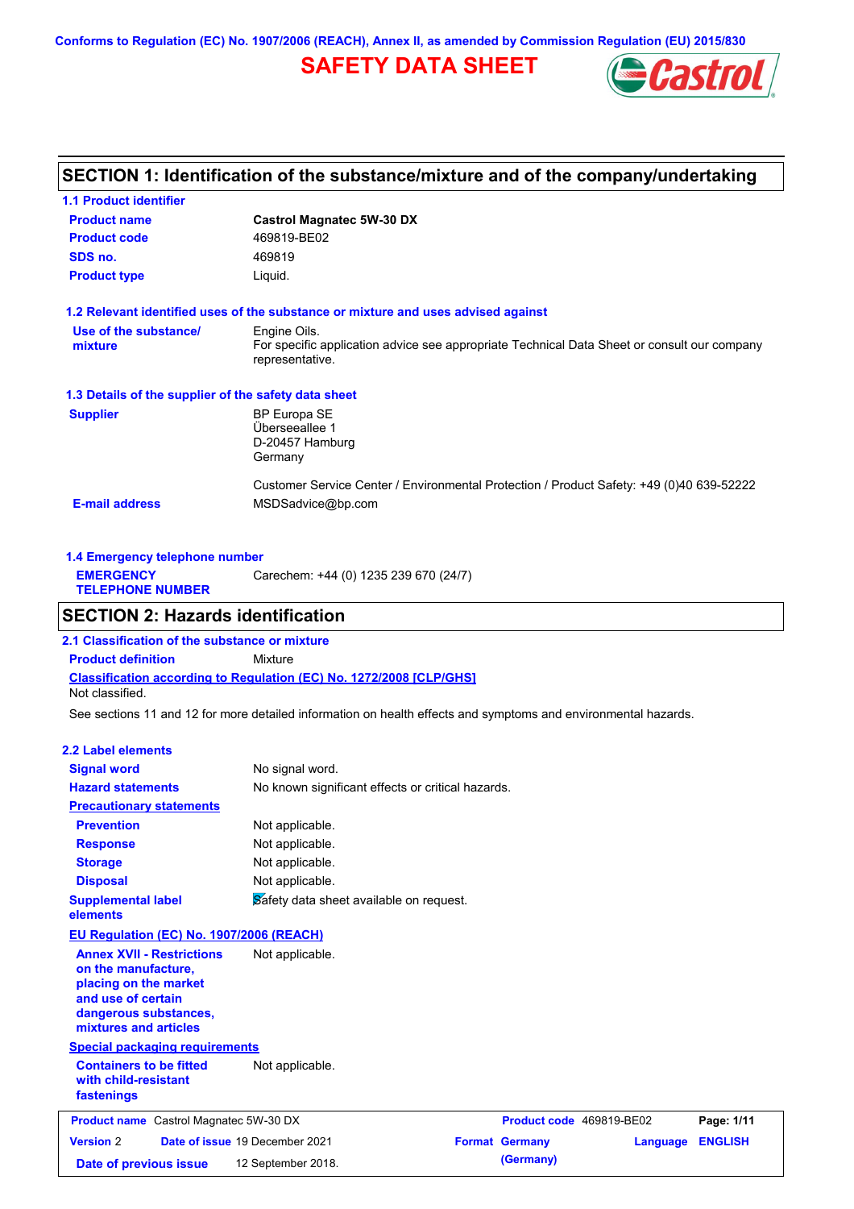Conforms to Regulation (EC) No. 1907/2006 (REACH), Annex II, as amended by Commission Regulation (EU) 2015/830

# SAFETY DATA SHEET

## SECTION 1: Identification of the substance/mixture and of the company/undertaking

### 1.1 Product identifier

**Product name** Castrol Magnatec 5W-30 DX

**Product code** 469819-BE02

**SDS no.** 469819

**Product type** Liquid.

### 1.2 Relevant identified uses of the substance or mixture and uses advised against

**Use of the substance/mixture** Engine Oils.
For specific application advice see appropriate Technical Data Sheet or consult our company representative.

### 1.3 Details of the supplier of the safety data sheet

**Supplier** BP Europa SE
Überseeallee 1
D-20457 Hamburg
Germany

Customer Service Center / Environmental Protection / Product Safety: +49 (0)40 639-52222

**E-mail address** MSDSadvice@bp.com

### 1.4 Emergency telephone number

**EMERGENCY TELEPHONE NUMBER** Carechem: +44 (0) 1235 239 670 (24/7)

## SECTION 2: Hazards identification

### 2.1 Classification of the substance or mixture

**Product definition** Mixture

**Classification according to Regulation (EC) No. 1272/2008 [CLP/GHS]**
Not classified.

See sections 11 and 12 for more detailed information on health effects and symptoms and environmental hazards.

### 2.2 Label elements

**Signal word** No signal word.

**Hazard statements** No known significant effects or critical hazards.

**Precautionary statements**

**Prevention** Not applicable.

**Response** Not applicable.

**Storage** Not applicable.

**Disposal** Not applicable.

**Supplemental label elements** Safety data sheet available on request.

**EU Regulation (EC) No. 1907/2006 (REACH)**

**Annex XVII - Restrictions on the manufacture, placing on the market and use of certain dangerous substances, mixtures and articles** Not applicable.

**Special packaging requirements**

**Containers to be fitted with child-resistant fastenings** Not applicable.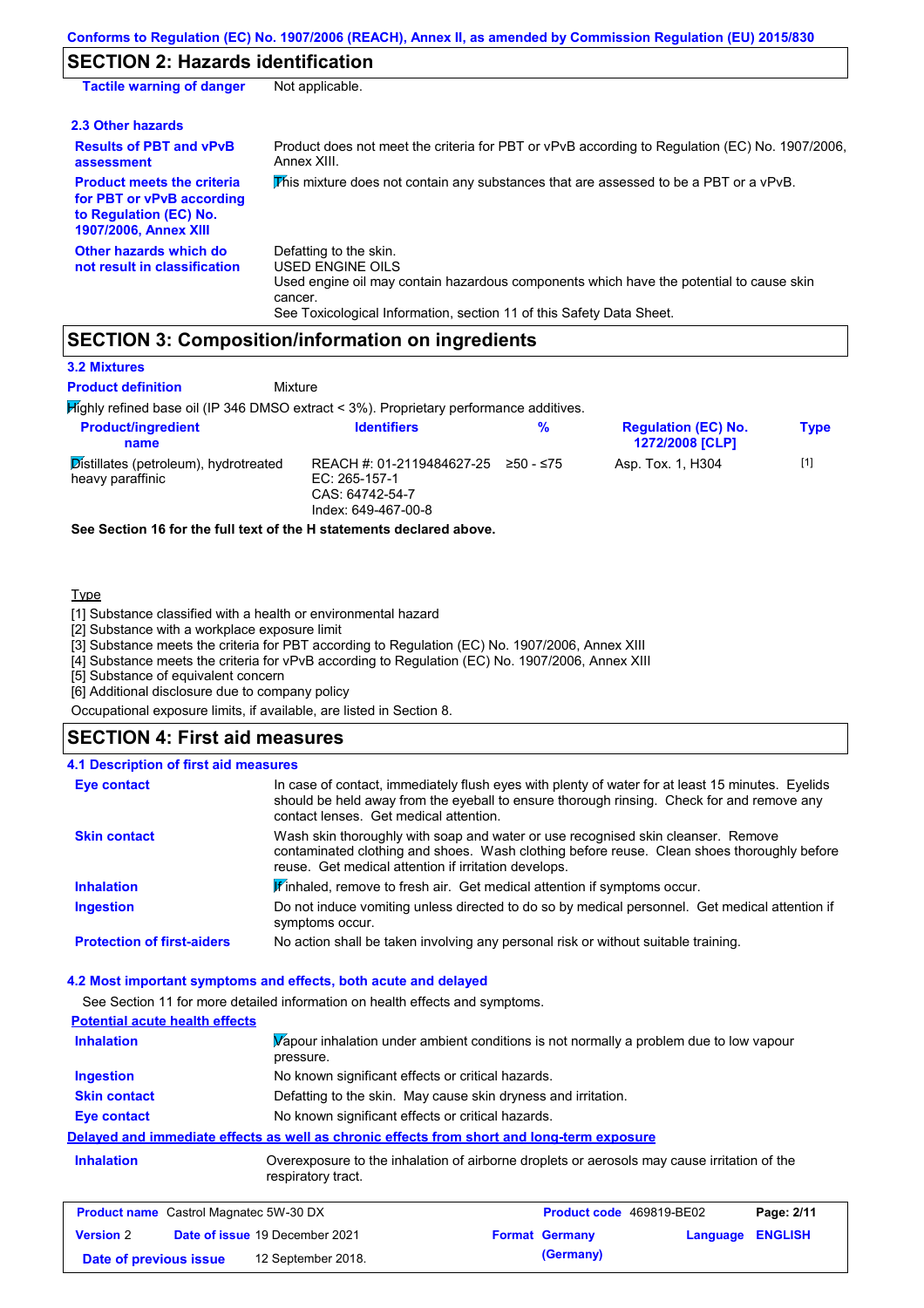Conforms to Regulation (EC) No. 1907/2006 (REACH), Annex II, as amended by Commission Regulation (EU) 2015/830

## SECTION 2: Hazards identification

| | |
|---|---|
| **Tactile warning of danger** | Not applicable. |

### 2.3 Other hazards

| | |
|---|---|
| **Results of PBT and vPvB assessment** | Product does not meet the criteria for PBT or vPvB according to Regulation (EC) No. 1907/2006, Annex XIII. |
| **Product meets the criteria for PBT or vPvB according to Regulation (EC) No. 1907/2006, Annex XIII** | This mixture does not contain any substances that are assessed to be a PBT or a vPvB. |
| **Other hazards which do not result in classification** | Defatting to the skin.<br>USED ENGINE OILS<br>Used engine oil may contain hazardous components which have the potential to cause skin cancer.<br>See Toxicological Information, section 11 of this Safety Data Sheet. |

## SECTION 3: Composition/information on ingredients

### 3.2 Mixtures

**Product definition** Mixture

Highly refined base oil (IP 346 DMSO extract < 3%). Proprietary performance additives.

| Product/ingredient name | Identifiers | % | Regulation (EC) No. 1272/2008 [CLP] | Type |
|---|---|---|---|---|
| Distillates (petroleum), hydrotreated heavy paraffinic | REACH #: 01-2119484627-25<br>EC: 265-157-1<br>CAS: 64742-54-7<br>Index: 649-467-00-8 | ≥50 - ≤75 | Asp. Tox. 1, H304 | [1] |

**See Section 16 for the full text of the H statements declared above.**

Type

[1] Substance classified with a health or environmental hazard
[2] Substance with a workplace exposure limit
[3] Substance meets the criteria for PBT according to Regulation (EC) No. 1907/2006, Annex XIII
[4] Substance meets the criteria for vPvB according to Regulation (EC) No. 1907/2006, Annex XIII
[5] Substance of equivalent concern
[6] Additional disclosure due to company policy

Occupational exposure limits, if available, are listed in Section 8.

## SECTION 4: First aid measures

### 4.1 Description of first aid measures

| | |
|---|---|
| **Eye contact** | In case of contact, immediately flush eyes with plenty of water for at least 15 minutes. Eyelids should be held away from the eyeball to ensure thorough rinsing. Check for and remove any contact lenses. Get medical attention. |
| **Skin contact** | Wash skin thoroughly with soap and water or use recognised skin cleanser. Remove contaminated clothing and shoes. Wash clothing before reuse. Clean shoes thoroughly before reuse. Get medical attention if irritation develops. |
| **Inhalation** | If inhaled, remove to fresh air. Get medical attention if symptoms occur. |
| **Ingestion** | Do not induce vomiting unless directed to do so by medical personnel. Get medical attention if symptoms occur. |
| **Protection of first-aiders** | No action shall be taken involving any personal risk or without suitable training. |

### 4.2 Most important symptoms and effects, both acute and delayed

See Section 11 for more detailed information on health effects and symptoms.

**Potential acute health effects**

| | |
|---|---|
| **Inhalation** | Vapour inhalation under ambient conditions is not normally a problem due to low vapour pressure. |
| **Ingestion** | No known significant effects or critical hazards. |
| **Skin contact** | Defatting to the skin. May cause skin dryness and irritation. |
| **Eye contact** | No known significant effects or critical hazards. |

**Delayed and immediate effects as well as chronic effects from short and long-term exposure**

| | |
|---|---|
| **Inhalation** | Overexposure to the inhalation of airborne droplets or aerosols may cause irritation of the respiratory tract. |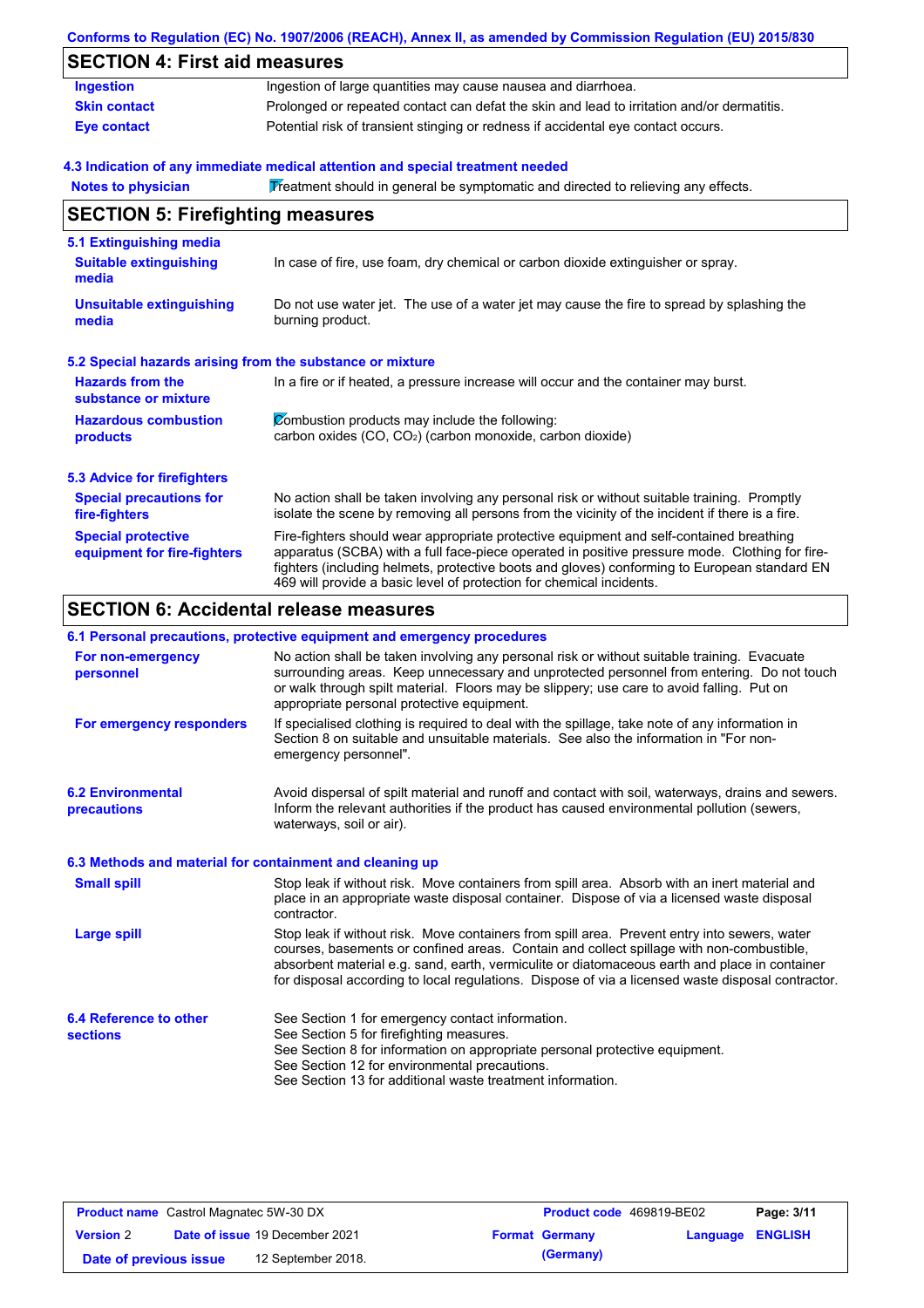Conforms to Regulation (EC) No. 1907/2006 (REACH), Annex II, as amended by Commission Regulation (EU) 2015/830

## SECTION 4: First aid measures

| | |
|---|---|
| **Ingestion** | Ingestion of large quantities may cause nausea and diarrhoea. |
| **Skin contact** | Prolonged or repeated contact can defat the skin and lead to irritation and/or dermatitis. |
| **Eye contact** | Potential risk of transient stinging or redness if accidental eye contact occurs. |

### 4.3 Indication of any immediate medical attention and special treatment needed

| | |
|---|---|
| **Notes to physician** | Treatment should in general be symptomatic and directed to relieving any effects. |

## SECTION 5: Firefighting measures

### 5.1 Extinguishing media

| | |
|---|---|
| **Suitable extinguishing media** | In case of fire, use foam, dry chemical or carbon dioxide extinguisher or spray. |
| **Unsuitable extinguishing media** | Do not use water jet. The use of a water jet may cause the fire to spread by splashing the burning product. |

### 5.2 Special hazards arising from the substance or mixture

| | |
|---|---|
| **Hazards from the substance or mixture** | In a fire or if heated, a pressure increase will occur and the container may burst. |
| **Hazardous combustion products** | Combustion products may include the following: carbon oxides (CO, $CO_2$) (carbon monoxide, carbon dioxide) |

### 5.3 Advice for firefighters

| | |
|---|---|
| **Special precautions for fire-fighters** | No action shall be taken involving any personal risk or without suitable training. Promptly isolate the scene by removing all persons from the vicinity of the incident if there is a fire. |
| **Special protective equipment for fire-fighters** | Fire-fighters should wear appropriate protective equipment and self-contained breathing apparatus (SCBA) with a full face-piece operated in positive pressure mode. Clothing for fire-fighters (including helmets, protective boots and gloves) conforming to European standard EN 469 will provide a basic level of protection for chemical incidents. |

## SECTION 6: Accidental release measures

### 6.1 Personal precautions, protective equipment and emergency procedures

| | |
|---|---|
| **For non-emergency personnel** | No action shall be taken involving any personal risk or without suitable training. Evacuate surrounding areas. Keep unnecessary and unprotected personnel from entering. Do not touch or walk through spilt material. Floors may be slippery; use care to avoid falling. Put on appropriate personal protective equipment. |
| **For emergency responders** | If specialised clothing is required to deal with the spillage, take note of any information in Section 8 on suitable and unsuitable materials. See also the information in "For non-emergency personnel". |

| | |
|---|---|
| **6.2 Environmental precautions** | Avoid dispersal of spilt material and runoff and contact with soil, waterways, drains and sewers. Inform the relevant authorities if the product has caused environmental pollution (sewers, waterways, soil or air). |

### 6.3 Methods and material for containment and cleaning up

| | |
|---|---|
| **Small spill** | Stop leak if without risk. Move containers from spill area. Absorb with an inert material and place in an appropriate waste disposal container. Dispose of via a licensed waste disposal contractor. |
| **Large spill** | Stop leak if without risk. Move containers from spill area. Prevent entry into sewers, water courses, basements or confined areas. Contain and collect spillage with non-combustible, absorbent material e.g. sand, earth, vermiculite or diatomaceous earth and place in container for disposal according to local regulations. Dispose of via a licensed waste disposal contractor. |

| | |
|---|---|
| **6.4 Reference to other sections** | See Section 1 for emergency contact information.<br>See Section 5 for firefighting measures.<br>See Section 8 for information on appropriate personal protective equipment.<br>See Section 12 for environmental precautions.<br>See Section 13 for additional waste treatment information. |

| | | | |
|---|---|---|---|
| **Product name** Castrol Magnatec 5W-30 DX | | **Product code** 469819-BE02 | |
| **Version** 2 | **Date of issue** 19 December 2021 | **Format** Germany (Germany) | **Language** ENGLISH |
| **Date of previous issue** | 12 September 2018. | | |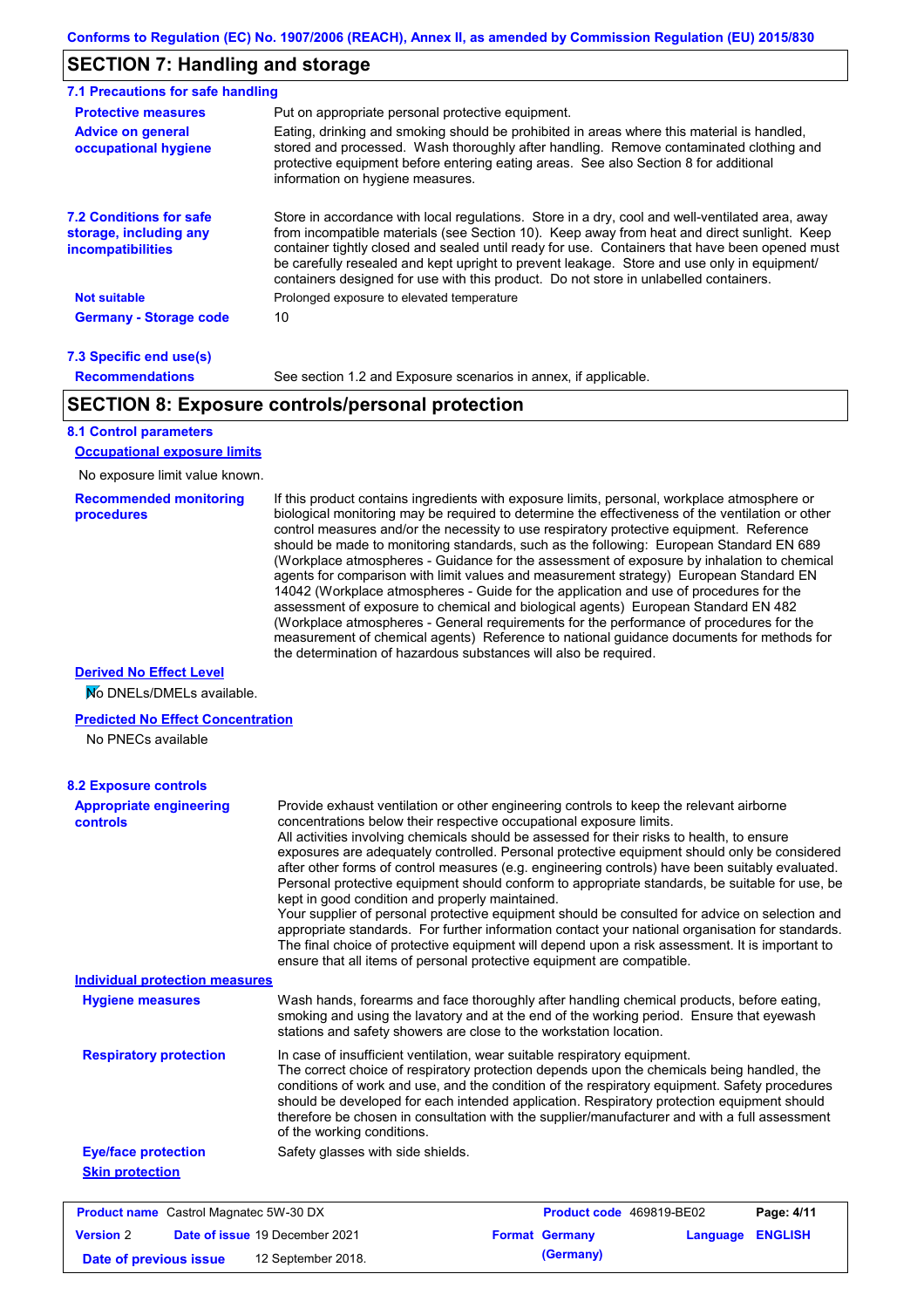## SECTION 7: Handling and storage

### 7.1 Precautions for safe handling

**Protective measures**
Put on appropriate personal protective equipment.

**Advice on general occupational hygiene**
Eating, drinking and smoking should be prohibited in areas where this material is handled, stored and processed. Wash thoroughly after handling. Remove contaminated clothing and protective equipment before entering eating areas. See also Section 8 for additional information on hygiene measures.

### 7.2 Conditions for safe storage, including any incompatibilities

Store in accordance with local regulations. Store in a dry, cool and well-ventilated area, away from incompatible materials (see Section 10). Keep away from heat and direct sunlight. Keep container tightly closed and sealed until ready for use. Containers that have been opened must be carefully resealed and kept upright to prevent leakage. Store and use only in equipment/ containers designed for use with this product. Do not store in unlabelled containers.

**Not suitable**
Prolonged exposure to elevated temperature

**Germany - Storage code**
10

### 7.3 Specific end use(s)

**Recommendations**
See section 1.2 and Exposure scenarios in annex, if applicable.

## SECTION 8: Exposure controls/personal protection

### 8.1 Control parameters

**Occupational exposure limits**

No exposure limit value known.

**Recommended monitoring procedures**
If this product contains ingredients with exposure limits, personal, workplace atmosphere or biological monitoring may be required to determine the effectiveness of the ventilation or other control measures and/or the necessity to use respiratory protective equipment. Reference should be made to monitoring standards, such as the following: European Standard EN 689 (Workplace atmospheres - Guidance for the assessment of exposure by inhalation to chemical agents for comparison with limit values and measurement strategy) European Standard EN 14042 (Workplace atmospheres - Guide for the application and use of procedures for the assessment of exposure to chemical and biological agents) European Standard EN 482 (Workplace atmospheres - General requirements for the performance of procedures for the measurement of chemical agents) Reference to national guidance documents for methods for the determination of hazardous substances will also be required.

**Derived No Effect Level**

No DNELs/DMELs available.

**Predicted No Effect Concentration**

No PNECs available

### 8.2 Exposure controls

**Appropriate engineering controls**
Provide exhaust ventilation or other engineering controls to keep the relevant airborne concentrations below their respective occupational exposure limits.
All activities involving chemicals should be assessed for their risks to health, to ensure exposures are adequately controlled. Personal protective equipment should only be considered after other forms of control measures (e.g. engineering controls) have been suitably evaluated. Personal protective equipment should conform to appropriate standards, be suitable for use, be kept in good condition and properly maintained.
Your supplier of personal protective equipment should be consulted for advice on selection and appropriate standards. For further information contact your national organisation for standards. The final choice of protective equipment will depend upon a risk assessment. It is important to ensure that all items of personal protective equipment are compatible.

**Individual protection measures**

**Hygiene measures**
Wash hands, forearms and face thoroughly after handling chemical products, before eating, smoking and using the lavatory and at the end of the working period. Ensure that eyewash stations and safety showers are close to the workstation location.

**Respiratory protection**
In case of insufficient ventilation, wear suitable respiratory equipment.
The correct choice of respiratory protection depends upon the chemicals being handled, the conditions of work and use, and the condition of the respiratory equipment. Safety procedures should be developed for each intended application. Respiratory protection equipment should therefore be chosen in consultation with the supplier/manufacturer and with a full assessment of the working conditions.

**Eye/face protection**
Safety glasses with side shields.

**Skin protection**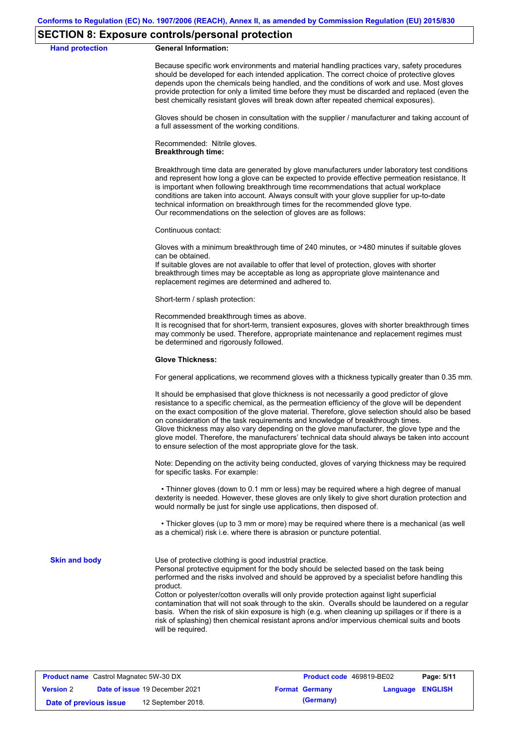## SECTION 8: Exposure controls/personal protection

**Hand protection**

**General Information:**

Because specific work environments and material handling practices vary, safety procedures should be developed for each intended application. The correct choice of protective gloves depends upon the chemicals being handled, and the conditions of work and use. Most gloves provide protection for only a limited time before they must be discarded and replaced (even the best chemically resistant gloves will break down after repeated chemical exposures).

Gloves should be chosen in consultation with the supplier / manufacturer and taking account of a full assessment of the working conditions.

Recommended: Nitrile gloves.

**Breakthrough time:**

Breakthrough time data are generated by glove manufacturers under laboratory test conditions and represent how long a glove can be expected to provide effective permeation resistance. It is important when following breakthrough time recommendations that actual workplace conditions are taken into account. Always consult with your glove supplier for up-to-date technical information on breakthrough times for the recommended glove type.
Our recommendations on the selection of gloves are as follows:

Continuous contact:

Gloves with a minimum breakthrough time of 240 minutes, or >480 minutes if suitable gloves can be obtained.
If suitable gloves are not available to offer that level of protection, gloves with shorter breakthrough times may be acceptable as long as appropriate glove maintenance and replacement regimes are determined and adhered to.

Short-term / splash protection:

Recommended breakthrough times as above.
It is recognised that for short-term, transient exposures, gloves with shorter breakthrough times may commonly be used. Therefore, appropriate maintenance and replacement regimes must be determined and rigorously followed.

**Glove Thickness:**

For general applications, we recommend gloves with a thickness typically greater than 0.35 mm.

It should be emphasised that glove thickness is not necessarily a good predictor of glove resistance to a specific chemical, as the permeation efficiency of the glove will be dependent on the exact composition of the glove material. Therefore, glove selection should also be based on consideration of the task requirements and knowledge of breakthrough times.
Glove thickness may also vary depending on the glove manufacturer, the glove type and the glove model. Therefore, the manufacturers' technical data should always be taken into account to ensure selection of the most appropriate glove for the task.

Note: Depending on the activity being conducted, gloves of varying thickness may be required for specific tasks. For example:

- Thinner gloves (down to 0.1 mm or less) may be required where a high degree of manual dexterity is needed. However, these gloves are only likely to give short duration protection and would normally be just for single use applications, then disposed of.

- Thicker gloves (up to 3 mm or more) may be required where there is a mechanical (as well as a chemical) risk i.e. where there is abrasion or puncture potential.

**Skin and body**

Use of protective clothing is good industrial practice.
Personal protective equipment for the body should be selected based on the task being performed and the risks involved and should be approved by a specialist before handling this product.
Cotton or polyester/cotton overalls will only provide protection against light superficial contamination that will not soak through to the skin. Overalls should be laundered on a regular basis. When the risk of skin exposure is high (e.g. when cleaning up spillages or if there is a risk of splashing) then chemical resistant aprons and/or impervious chemical suits and boots will be required.

| **Product name** Castrol Magnatec 5W-30 DX | | **Product code** 469819-BE02 | **Page: 5/11** |
|---|---|---|---|
| **Version** 2 | **Date of issue** 19 December 2021 | **Format Germany (Germany)** | **Language ENGLISH** |
| **Date of previous issue** | 12 September 2018. | | |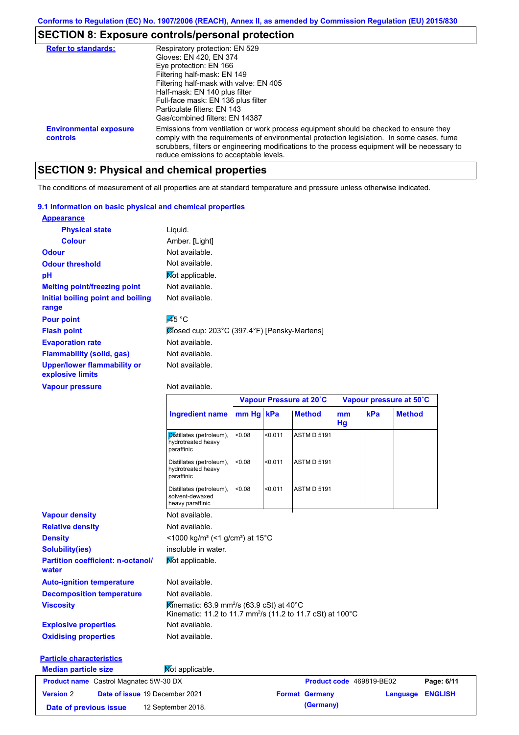## SECTION 8: Exposure controls/personal protection

| | |
|---|---|
| **Refer to standards:** | Respiratory protection: EN 529<br>Gloves: EN 420, EN 374<br>Eye protection: EN 166<br>Filtering half-mask: EN 149<br>Filtering half-mask with valve: EN 405<br>Half-mask: EN 140 plus filter<br>Full-face mask: EN 136 plus filter<br>Particulate filters: EN 143<br>Gas/combined filters: EN 14387 |
| **Environmental exposure controls** | Emissions from ventilation or work process equipment should be checked to ensure they comply with the requirements of environmental protection legislation. In some cases, fume scrubbers, filters or engineering modifications to the process equipment will be necessary to reduce emissions to acceptable levels. |

## SECTION 9: Physical and chemical properties

The conditions of measurement of all properties are at standard temperature and pressure unless otherwise indicated.

### 9.1 Information on basic physical and chemical properties

**Appearance**

| | |
|---|---|
| **Physical state** | Liquid. |
| **Colour** | Amber. [Light] |
| **Odour** | Not available. |
| **Odour threshold** | Not available. |
| **pH** | Not applicable. |
| **Melting point/freezing point** | Not available. |
| **Initial boiling point and boiling range** | Not available. |
| **Pour point** | -45 °C |
| **Flash point** | Closed cup: 203°C (397.4°F) [Pensky-Martens] |
| **Evaporation rate** | Not available. |
| **Flammability (solid, gas)** | Not available. |
| **Upper/lower flammability or explosive limits** | Not available. |
| **Vapour pressure** | Not available. |

| | Vapour Pressure at 20˚C | | | Vapour pressure at 50˚C | | |
|---|---|---|---|---|---|---|
| **Ingredient name** | **mm Hg** | **kPa** | **Method** | **mm Hg** | **kPa** | **Method** |
| Distillates (petroleum), hydrotreated heavy paraffinic | <0.08 | <0.011 | ASTM D 5191 | | | |
| Distillates (petroleum), hydrotreated heavy paraffinic | <0.08 | <0.011 | ASTM D 5191 | | | |
| Distillates (petroleum), solvent-dewaxed heavy paraffinic | <0.08 | <0.011 | ASTM D 5191 | | | |

| | |
|---|---|
| **Vapour density** | Not available. |
| **Relative density** | Not available. |
| **Density** | <1000 kg/m³ (<1 g/cm³) at 15°C |
| **Solubility(ies)** | insoluble in water. |
| **Partition coefficient: n-octanol/ water** | Not applicable. |
| **Auto-ignition temperature** | Not available. |
| **Decomposition temperature** | Not available. |
| **Viscosity** | Kinematic: 63.9 mm$^2$/s (63.9 cSt) at 40°C<br>Kinematic: 11.2 to 11.7 mm$^2$/s (11.2 to 11.7 cSt) at 100°C |
| **Explosive properties** | Not available. |
| **Oxidising properties** | Not available. |

**Particle characteristics**

| | |
|---|---|
| **Median particle size** | Not applicable. |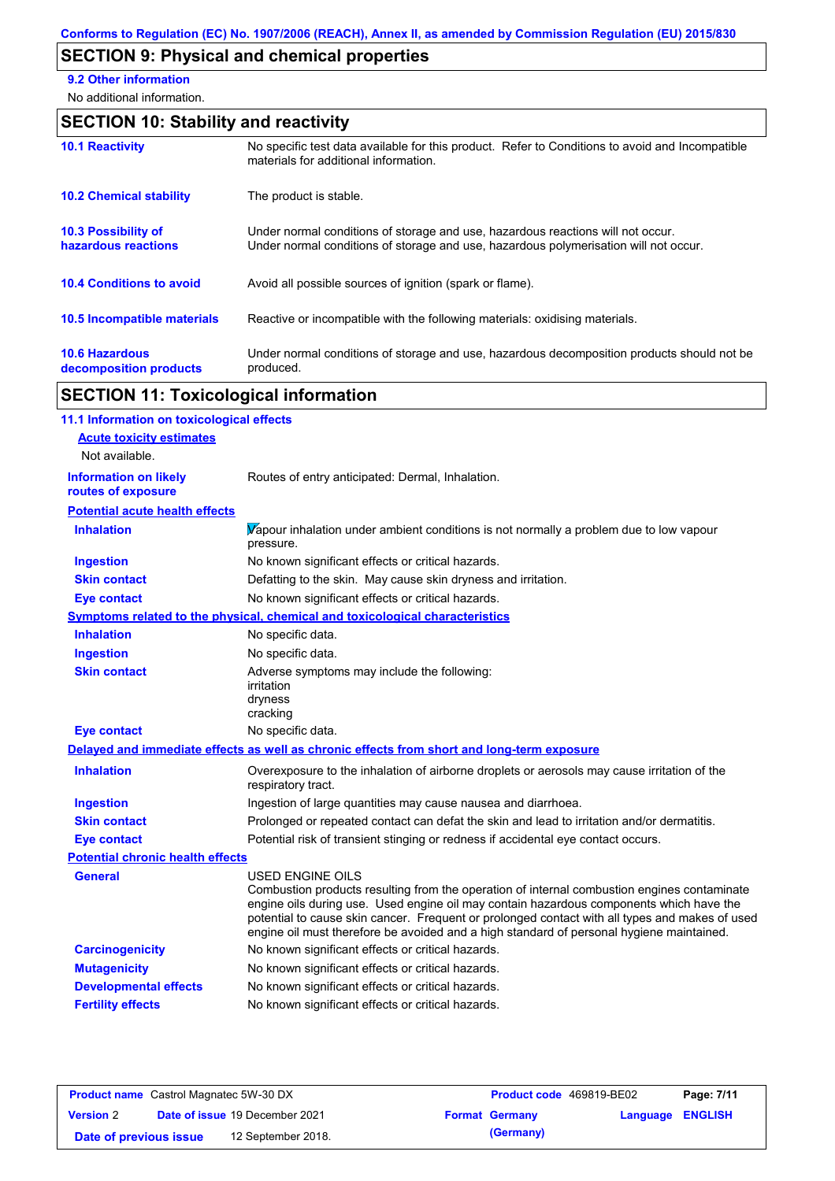## SECTION 9: Physical and chemical properties

**9.2 Other information**

No additional information.

## SECTION 10: Stability and reactivity

| | |
|---|---|
| **10.1 Reactivity** | No specific test data available for this product. Refer to Conditions to avoid and Incompatible materials for additional information. |
| **10.2 Chemical stability** | The product is stable. |
| **10.3 Possibility of hazardous reactions** | Under normal conditions of storage and use, hazardous reactions will not occur. Under normal conditions of storage and use, hazardous polymerisation will not occur. |
| **10.4 Conditions to avoid** | Avoid all possible sources of ignition (spark or flame). |
| **10.5 Incompatible materials** | Reactive or incompatible with the following materials: oxidising materials. |
| **10.6 Hazardous decomposition products** | Under normal conditions of storage and use, hazardous decomposition products should not be produced. |

## SECTION 11: Toxicological information

**11.1 Information on toxicological effects**

**Acute toxicity estimates**

Not available.

| | |
|---|---|
| **Information on likely routes of exposure** | Routes of entry anticipated: Dermal, Inhalation. |

**Potential acute health effects**

| | |
|---|---|
| **Inhalation** | Vapour inhalation under ambient conditions is not normally a problem due to low vapour pressure. |
| **Ingestion** | No known significant effects or critical hazards. |
| **Skin contact** | Defatting to the skin. May cause skin dryness and irritation. |
| **Eye contact** | No known significant effects or critical hazards. |

**Symptoms related to the physical, chemical and toxicological characteristics**

| | |
|---|---|
| **Inhalation** | No specific data. |
| **Ingestion** | No specific data. |
| **Skin contact** | Adverse symptoms may include the following: irritation dryness cracking |
| **Eye contact** | No specific data. |

**Delayed and immediate effects as well as chronic effects from short and long-term exposure**

| | |
|---|---|
| **Inhalation** | Overexposure to the inhalation of airborne droplets or aerosols may cause irritation of the respiratory tract. |
| **Ingestion** | Ingestion of large quantities may cause nausea and diarrhoea. |
| **Skin contact** | Prolonged or repeated contact can defat the skin and lead to irritation and/or dermatitis. |
| **Eye contact** | Potential risk of transient stinging or redness if accidental eye contact occurs. |

**Potential chronic health effects**

| | |
|---|---|
| **General** | USED ENGINE OILS Combustion products resulting from the operation of internal combustion engines contaminate engine oils during use. Used engine oil may contain hazardous components which have the potential to cause skin cancer. Frequent or prolonged contact with all types and makes of used engine oil must therefore be avoided and a high standard of personal hygiene maintained. |
| **Carcinogenicity** | No known significant effects or critical hazards. |
| **Mutagenicity** | No known significant effects or critical hazards. |
| **Developmental effects** | No known significant effects or critical hazards. |
| **Fertility effects** | No known significant effects or critical hazards. |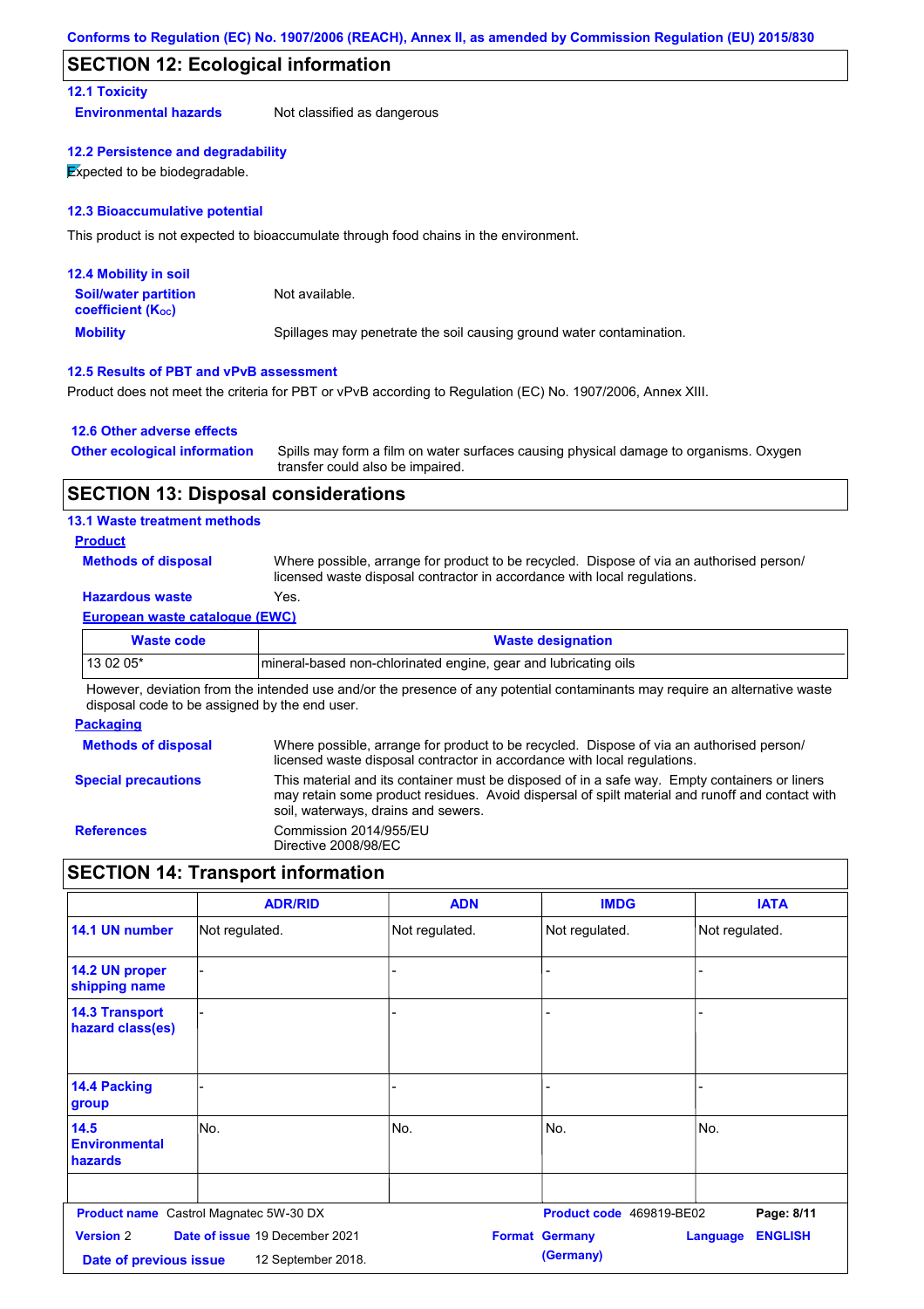Conforms to Regulation (EC) No. 1907/2006 (REACH), Annex II, as amended by Commission Regulation (EU) 2015/830

## SECTION 12: Ecological information

### 12.1 Toxicity

**Environmental hazards** Not classified as dangerous

### 12.2 Persistence and degradability

Expected to be biodegradable.

### 12.3 Bioaccumulative potential

This product is not expected to bioaccumulate through food chains in the environment.

### 12.4 Mobility in soil

**Soil/water partition coefficient ($K_{OC}$)** Not available.

**Mobility** Spillages may penetrate the soil causing ground water contamination.

### 12.5 Results of PBT and vPvB assessment

Product does not meet the criteria for PBT or vPvB according to Regulation (EC) No. 1907/2006, Annex XIII.

### 12.6 Other adverse effects

**Other ecological information** Spills may form a film on water surfaces causing physical damage to organisms. Oxygen transfer could also be impaired.

## SECTION 13: Disposal considerations

### 13.1 Waste treatment methods

**Product**

**Methods of disposal** Where possible, arrange for product to be recycled. Dispose of via an authorised person/ licensed waste disposal contractor in accordance with local regulations.

**Hazardous waste** Yes.

**European waste catalogue (EWC)**

| Waste code | Waste designation |
|---|---|
| 13 02 05* | mineral-based non-chlorinated engine, gear and lubricating oils |

However, deviation from the intended use and/or the presence of any potential contaminants may require an alternative waste disposal code to be assigned by the end user.

**Packaging**

**Methods of disposal** Where possible, arrange for product to be recycled. Dispose of via an authorised person/ licensed waste disposal contractor in accordance with local regulations.

**Special precautions** This material and its container must be disposed of in a safe way. Empty containers or liners may retain some product residues. Avoid dispersal of spilt material and runoff and contact with soil, waterways, drains and sewers.

**References** Commission 2014/955/EU
Directive 2008/98/EC

## SECTION 14: Transport information

| | ADR/RID | ADN | IMDG | IATA |
|---|---|---|---|---|
| 14.1 UN number | Not regulated. | Not regulated. | Not regulated. | Not regulated. |
| 14.2 UN proper shipping name | - | - | - | - |
| 14.3 Transport hazard class(es) | - | - | - | - |
| 14.4 Packing group | - | - | - | - |
| 14.5 Environmental hazards | No. | No. | No. | No. |
| | | | | |

**Product name** Castrol Magnatec 5W-30 DX **Product code** 469819-BE02
**Version** 2 **Date of issue** 19 December 2021 **Format** Germany (Germany) **Language** ENGLISH
**Date of previous issue** 12 September 2018.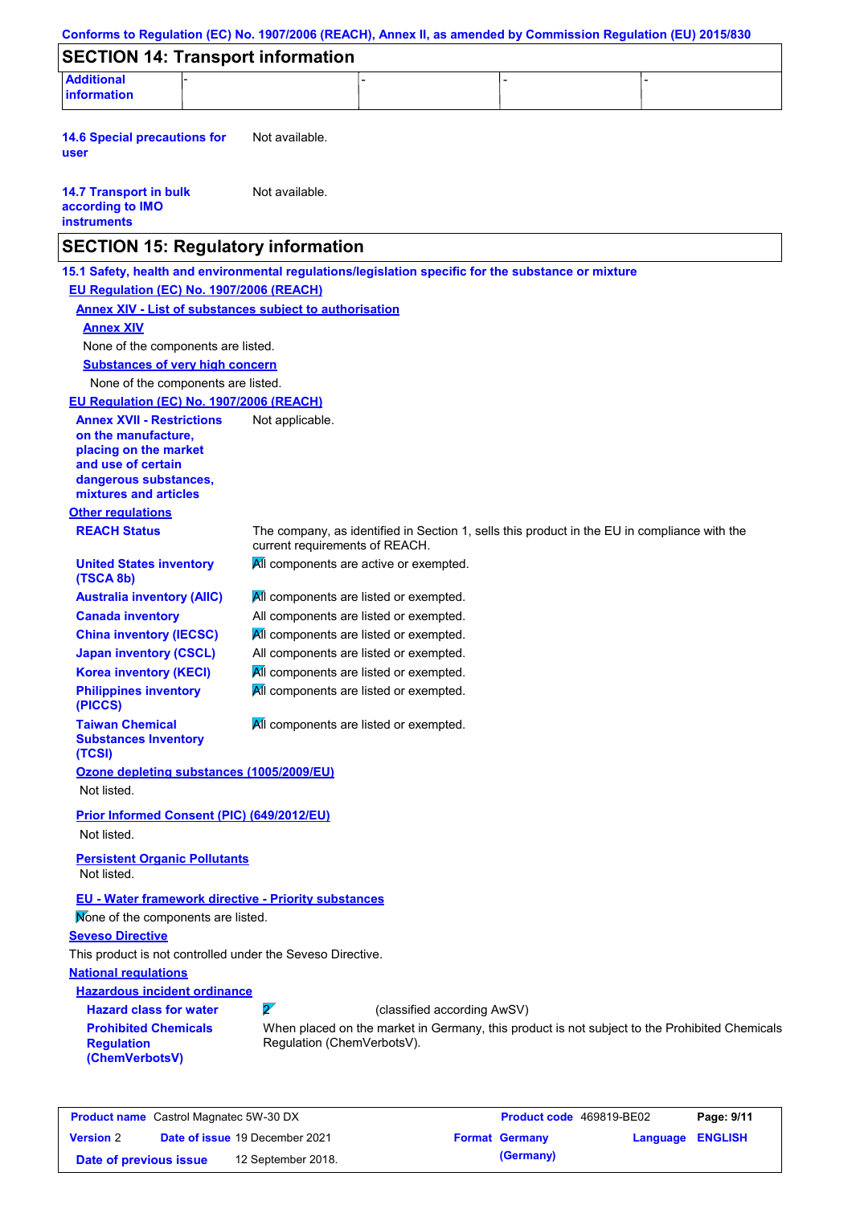Conforms to Regulation (EC) No. 1907/2006 (REACH), Annex II, as amended by Commission Regulation (EU) 2015/830

## SECTION 14: Transport information

| Additional information | - | - | - | - |
|---|---|---|---|---|

**14.6 Special precautions for user** Not available.

**14.7 Transport in bulk according to IMO instruments** Not available.

## SECTION 15: Regulatory information

**15.1 Safety, health and environmental regulations/legislation specific for the substance or mixture**

**EU Regulation (EC) No. 1907/2006 (REACH)**

**Annex XIV - List of substances subject to authorisation**

**Annex XIV**

None of the components are listed.

**Substances of very high concern**

None of the components are listed.

**EU Regulation (EC) No. 1907/2006 (REACH)**

**Annex XVII - Restrictions on the manufacture, placing on the market and use of certain dangerous substances, mixtures and articles** Not applicable.

**Other regulations**

**REACH Status** The company, as identified in Section 1, sells this product in the EU in compliance with the current requirements of REACH.

**United States inventory (TSCA 8b)** All components are active or exempted.

**Australia inventory (AIIC)** All components are listed or exempted.

**Canada inventory** All components are listed or exempted.

**China inventory (IECSC)** All components are listed or exempted.

**Japan inventory (CSCL)** All components are listed or exempted.

**Korea inventory (KECI)** All components are listed or exempted.

**Philippines inventory (PICCS)** All components are listed or exempted.

**Taiwan Chemical Substances Inventory (TCSI)** All components are listed or exempted.

**Ozone depleting substances (1005/2009/EU)**

Not listed.

**Prior Informed Consent (PIC) (649/2012/EU)**

Not listed.

**Persistent Organic Pollutants**

Not listed.

**EU - Water framework directive - Priority substances**

None of the components are listed.

**Seveso Directive**

This product is not controlled under the Seveso Directive.

**National regulations**

**Hazardous incident ordinance**

**Hazard class for water** 2 (classified according AwSV)

**Prohibited Chemicals Regulation (ChemVerbotsV)** When placed on the market in Germany, this product is not subject to the Prohibited Chemicals Regulation (ChemVerbotsV).

| Product name | Castrol Magnatec 5W-30 DX | Product code | 469819-BE02 | Page: 9/11 |
|---|---|---|---|---|
| Version 2 | Date of issue 19 December 2021 | Format Germany (Germany) | Language ENGLISH | |
| Date of previous issue | 12 September 2018. | | | |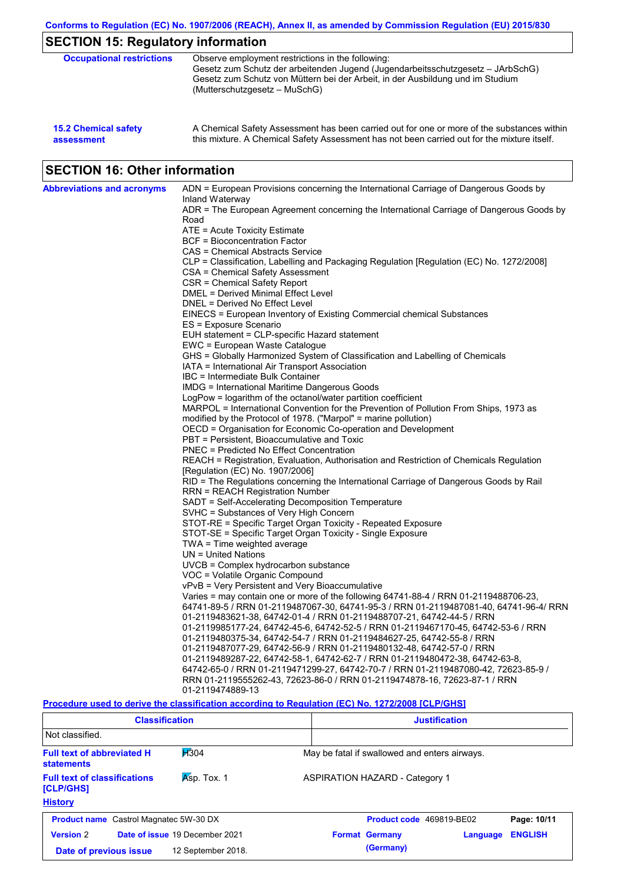## SECTION 15: Regulatory information

**Occupational restrictions**

Observe employment restrictions in the following:
Gesetz zum Schutz der arbeitenden Jugend (Jugendarbeitsschutzgesetz – JArbSchG)
Gesetz zum Schutz von Müttern bei der Arbeit, in der Ausbildung und im Studium (Mutterschutzgesetz – MuSchG)

**15.2 Chemical safety assessment**

A Chemical Safety Assessment has been carried out for one or more of the substances within this mixture. A Chemical Safety Assessment has not been carried out for the mixture itself.

## SECTION 16: Other information

**Abbreviations and acronyms**

ADN = European Provisions concerning the International Carriage of Dangerous Goods by Inland Waterway
ADR = The European Agreement concerning the International Carriage of Dangerous Goods by Road
ATE = Acute Toxicity Estimate
BCF = Bioconcentration Factor
CAS = Chemical Abstracts Service
CLP = Classification, Labelling and Packaging Regulation [Regulation (EC) No. 1272/2008]
CSA = Chemical Safety Assessment
CSR = Chemical Safety Report
DMEL = Derived Minimal Effect Level
DNEL = Derived No Effect Level
EINECS = European Inventory of Existing Commercial chemical Substances
ES = Exposure Scenario
EUH statement = CLP-specific Hazard statement
EWC = European Waste Catalogue
GHS = Globally Harmonized System of Classification and Labelling of Chemicals
IATA = International Air Transport Association
IBC = Intermediate Bulk Container
IMDG = International Maritime Dangerous Goods
LogPow = logarithm of the octanol/water partition coefficient
MARPOL = International Convention for the Prevention of Pollution From Ships, 1973 as modified by the Protocol of 1978. ("Marpol" = marine pollution)
OECD = Organisation for Economic Co-operation and Development
PBT = Persistent, Bioaccumulative and Toxic
PNEC = Predicted No Effect Concentration
REACH = Registration, Evaluation, Authorisation and Restriction of Chemicals Regulation [Regulation (EC) No. 1907/2006]
RID = The Regulations concerning the International Carriage of Dangerous Goods by Rail
RRN = REACH Registration Number
SADT = Self-Accelerating Decomposition Temperature
SVHC = Substances of Very High Concern
STOT-RE = Specific Target Organ Toxicity - Repeated Exposure
STOT-SE = Specific Target Organ Toxicity - Single Exposure
TWA = Time weighted average
UN = United Nations
UVCB = Complex hydrocarbon substance
VOC = Volatile Organic Compound
vPvB = Very Persistent and Very Bioaccumulative
Varies = may contain one or more of the following 64741-88-4 / RRN 01-2119488706-23, 64741-89-5 / RRN 01-2119487067-30, 64741-95-3 / RRN 01-2119487081-40, 64741-96-4/ RRN 01-2119483621-38, 64742-01-4 / RRN 01-2119488707-21, 64742-44-5 / RRN 01-2119985177-24, 64742-45-6, 64742-52-5 / RRN 01-2119467170-45, 64742-53-6 / RRN 01-2119480375-34, 64742-54-7 / RRN 01-2119484627-25, 64742-55-8 / RRN 01-2119487077-29, 64742-56-9 / RRN 01-2119480132-48, 64742-57-0 / RRN 01-2119489287-22, 64742-58-1, 64742-62-7 / RRN 01-2119480472-38, 64742-63-8, 64742-65-0 / RRN 01-2119471299-27, 64742-70-7 / RRN 01-2119487080-42, 72623-85-9 / RRN 01-2119555262-43, 72623-86-0 / RRN 01-2119474878-16, 72623-87-1 / RRN 01-2119474889-13

**Procedure used to derive the classification according to Regulation (EC) No. 1272/2008 [CLP/GHS]**

| Classification | Justification |
|---|---|
| Not classified. | |

**Full text of abbreviated H statements**

H304 — May be fatal if swallowed and enters airways.

**Full text of classifications [CLP/GHS]**

Asp. Tox. 1 — ASPIRATION HAZARD - Category 1

**History**

| | | | |
|---|---|---|---|
| **Product name** Castrol Magnatec 5W-30 DX | | **Product code** 469819-BE02 | |
| **Version** 2 | **Date of issue** 19 December 2021 | **Format** Germany (Germany) | **Language** ENGLISH |
| **Date of previous issue** | 12 September 2018. | | |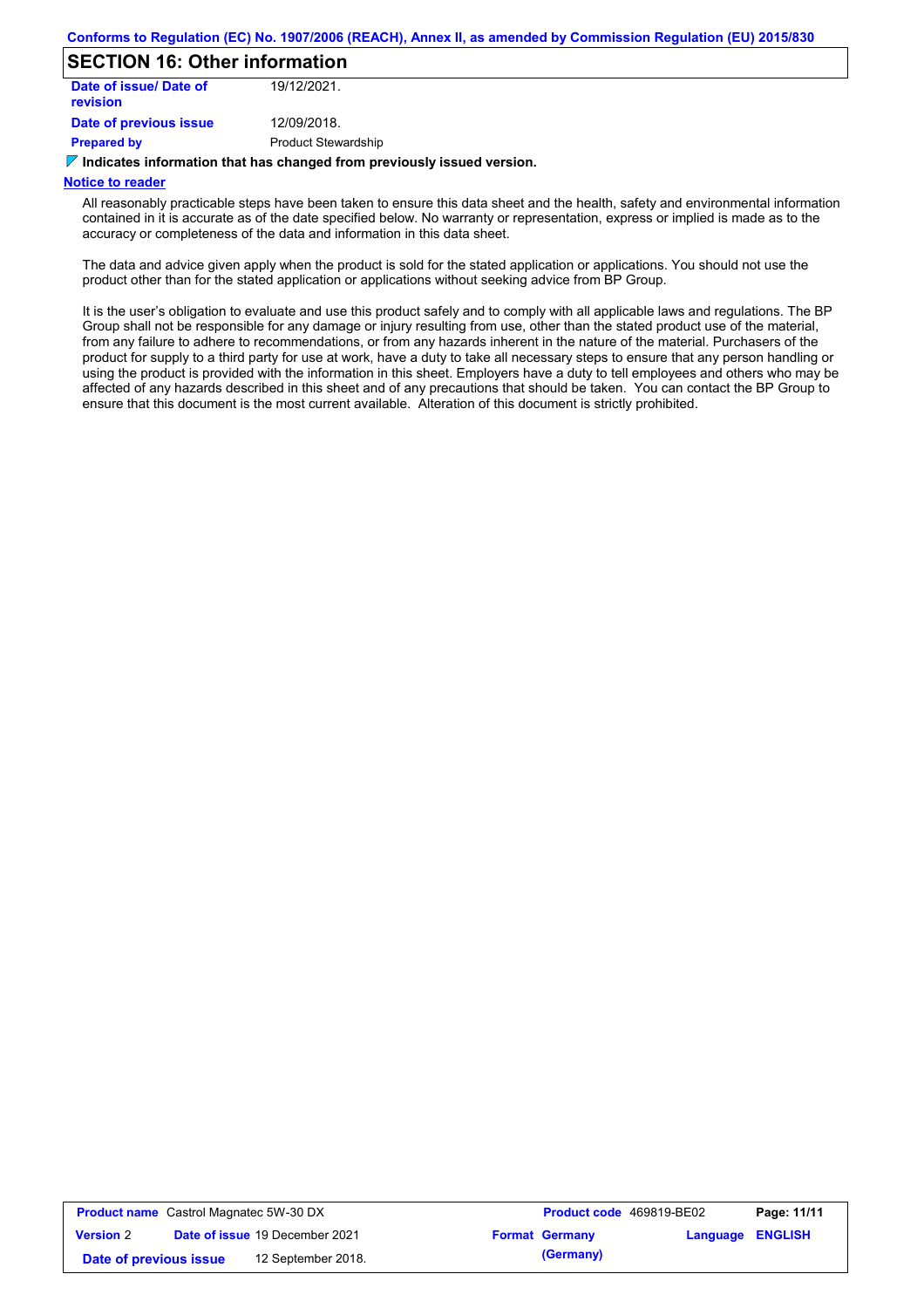## SECTION 16: Other information

| | |
|---|---|
| **Date of issue/ Date of revision** | 19/12/2021. |
| **Date of previous issue** | 12/09/2018. |
| **Prepared by** | Product Stewardship |

**Indicates information that has changed from previously issued version.**

**Notice to reader**

All reasonably practicable steps have been taken to ensure this data sheet and the health, safety and environmental information contained in it is accurate as of the date specified below. No warranty or representation, express or implied is made as to the accuracy or completeness of the data and information in this data sheet.

The data and advice given apply when the product is sold for the stated application or applications. You should not use the product other than for the stated application or applications without seeking advice from BP Group.

It is the user's obligation to evaluate and use this product safely and to comply with all applicable laws and regulations. The BP Group shall not be responsible for any damage or injury resulting from use, other than the stated product use of the material, from any failure to adhere to recommendations, or from any hazards inherent in the nature of the material. Purchasers of the product for supply to a third party for use at work, have a duty to take all necessary steps to ensure that any person handling or using the product is provided with the information in this sheet. Employers have a duty to tell employees and others who may be affected of any hazards described in this sheet and of any precautions that should be taken. You can contact the BP Group to ensure that this document is the most current available. Alteration of this document is strictly prohibited.